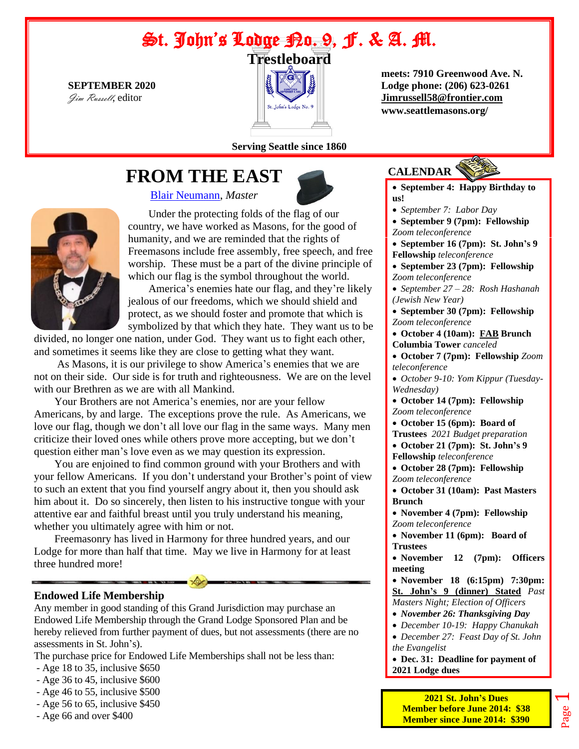# St. John's Lodge No. 9, F. & A. M.

## Trestleboard

**SEPTEMBER 2020**
*Jim Russell*, editor

**meets: 7910 Greenwood Ave. N.**
**Lodge phone: (206) 623-0261**
**Jimrussell58@frontier.com**
**www.seattlemasons.org/**

**Serving Seattle since 1860**

# FROM THE EAST

Blair Neumann, *Master*

Under the protecting folds of the flag of our country, we have worked as Masons, for the good of humanity, and we are reminded that the rights of Freemasons include free assembly, free speech, and free worship. These must be a part of the divine principle of which our flag is the symbol throughout the world.

America's enemies hate our flag, and they're likely jealous of our freedoms, which we should shield and protect, as we should foster and promote that which is symbolized by that which they hate. They want us to be divided, no longer one nation, under God. They want us to fight each other, and sometimes it seems like they are close to getting what they want.

As Masons, it is our privilege to show America's enemies that we are not on their side. Our side is for truth and righteousness. We are on the level with our Brethren as we are with all Mankind.

Your Brothers are not America's enemies, nor are your fellow Americans, by and large. The exceptions prove the rule. As Americans, we love our flag, though we don't all love our flag in the same ways. Many men criticize their loved ones while others prove more accepting, but we don't question either man's love even as we may question its expression.

You are enjoined to find common ground with your Brothers and with your fellow Americans. If you don't understand your Brother's point of view to such an extent that you find yourself angry about it, then you should ask him about it. Do so sincerely, then listen to his instructive tongue with your attentive ear and faithful breast until you truly understand his meaning, whether you ultimately agree with him or not.

Freemasonry has lived in Harmony for three hundred years, and our Lodge for more than half that time. May we live in Harmony for at least three hundred more!

## Endowed Life Membership

Any member in good standing of this Grand Jurisdiction may purchase an Endowed Life Membership through the Grand Lodge Sponsored Plan and be hereby relieved from further payment of dues, but not assessments (there are no assessments in St. John's).

The purchase price for Endowed Life Memberships shall not be less than:

- Age 18 to 35, inclusive $650
- Age 36 to 45, inclusive $600
- Age 46 to 55, inclusive $500
- Age 56 to 65, inclusive $450
- Age 66 and over $400

## CALENDAR

- **September 4: Happy Birthday to us!**
- *September 7: Labor Day*
- **September 9 (7pm): Fellowship** *Zoom teleconference*
- **September 16 (7pm): St. John's 9 Fellowship** *teleconference*
- **September 23 (7pm): Fellowship** *Zoom teleconference*
- *September 27 – 28: Rosh Hashanah (Jewish New Year)*
- **September 30 (7pm): Fellowship** *Zoom teleconference*
- **October 4 (10am): FAB Brunch Columbia Tower** *canceled*
- **October 7 (7pm): Fellowship** *Zoom teleconference*
- *October 9-10: Yom Kippur (Tuesday-Wednesday)*
- **October 14 (7pm): Fellowship** *Zoom teleconference*
- **October 15 (6pm): Board of Trustees** *2021 Budget preparation*
- **October 21 (7pm): St. John's 9 Fellowship** *teleconference*
- **October 28 (7pm): Fellowship** *Zoom teleconference*
- **October 31 (10am): Past Masters Brunch**
- **November 4 (7pm): Fellowship** *Zoom teleconference*
- **November 11 (6pm): Board of Trustees**
- **November 12 (7pm): Officers meeting**
- **November 18 (6:15pm) 7:30pm: St. John's 9 (dinner) Stated** *Past Masters Night; Election of Officers*
- ***November 26: Thanksgiving Day***
- *December 10-19: Happy Chanukah*
- *December 27: Feast Day of St. John the Evangelist*
- **Dec. 31: Deadline for payment of 2021 Lodge dues**

**2021 St. John's Dues**
**Member before June 2014: $38**
**Member since June 2014: $390**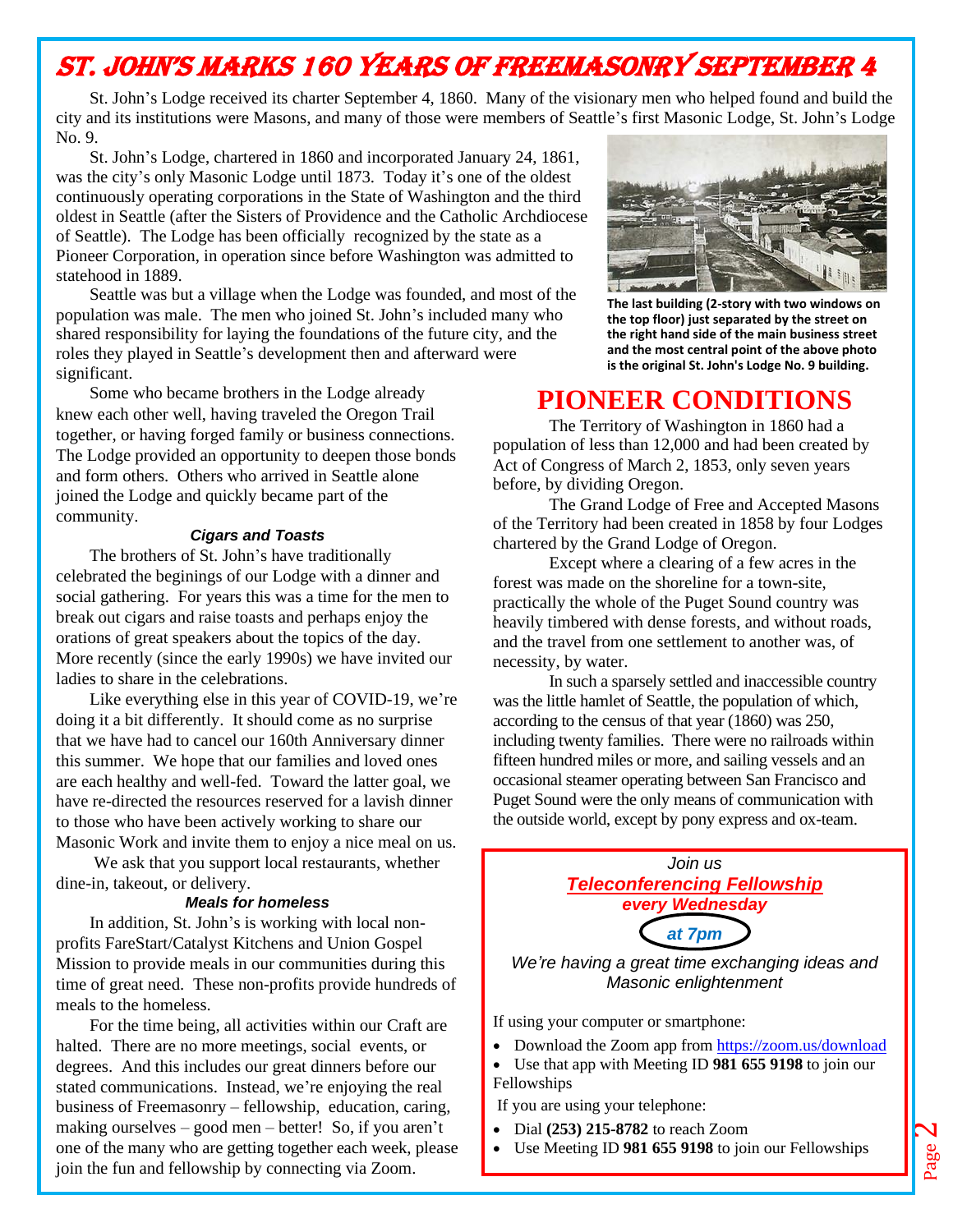# St. John's Marks 160 Years of Freemasonry September 4

St. John's Lodge received its charter September 4, 1860. Many of the visionary men who helped found and build the city and its institutions were Masons, and many of those were members of Seattle's first Masonic Lodge, St. John's Lodge No. 9.

St. John's Lodge, chartered in 1860 and incorporated January 24, 1861, was the city's only Masonic Lodge until 1873. Today it's one of the oldest continuously operating corporations in the State of Washington and the third oldest in Seattle (after the Sisters of Providence and the Catholic Archdiocese of Seattle). The Lodge has been officially recognized by the state as a Pioneer Corporation, in operation since before Washington was admitted to statehood in 1889.

Seattle was but a village when the Lodge was founded, and most of the population was male. The men who joined St. John's included many who shared responsibility for laying the foundations of the future city, and the roles they played in Seattle's development then and afterward were significant.

Some who became brothers in the Lodge already knew each other well, having traveled the Oregon Trail together, or having forged family or business connections. The Lodge provided an opportunity to deepen those bonds and form others. Others who arrived in Seattle alone joined the Lodge and quickly became part of the community.

### *Cigars and Toasts*

The brothers of St. John's have traditionally celebrated the beginings of our Lodge with a dinner and social gathering. For years this was a time for the men to break out cigars and raise toasts and perhaps enjoy the orations of great speakers about the topics of the day. More recently (since the early 1990s) we have invited our ladies to share in the celebrations.

Like everything else in this year of COVID-19, we're doing it a bit differently. It should come as no surprise that we have had to cancel our 160th Anniversary dinner this summer. We hope that our families and loved ones are each healthy and well-fed. Toward the latter goal, we have re-directed the resources reserved for a lavish dinner to those who have been actively working to share our Masonic Work and invite them to enjoy a nice meal on us.

We ask that you support local restaurants, whether dine-in, takeout, or delivery.

### *Meals for homeless*

In addition, St. John's is working with local non-profits FareStart/Catalyst Kitchens and Union Gospel Mission to provide meals in our communities during this time of great need. These non-profits provide hundreds of meals to the homeless.

For the time being, all activities within our Craft are halted. There are no more meetings, social events, or degrees. And this includes our great dinners before our stated communications. Instead, we're enjoying the real business of Freemasonry – fellowship, education, caring, making ourselves – good men – better! So, if you aren't one of the many who are getting together each week, please join the fun and fellowship by connecting via Zoom.

**The last building (2-story with two windows on the top floor) just separated by the street on the right hand side of the main business street and the most central point of the above photo is the original St. John's Lodge No. 9 building.**

## PIONEER CONDITIONS

The Territory of Washington in 1860 had a population of less than 12,000 and had been created by Act of Congress of March 2, 1853, only seven years before, by dividing Oregon.

The Grand Lodge of Free and Accepted Masons of the Territory had been created in 1858 by four Lodges chartered by the Grand Lodge of Oregon.

Except where a clearing of a few acres in the forest was made on the shoreline for a town-site, practically the whole of the Puget Sound country was heavily timbered with dense forests, and without roads, and the travel from one settlement to another was, of necessity, by water.

In such a sparsely settled and inaccessible country was the little hamlet of Seattle, the population of which, according to the census of that year (1860) was 250, including twenty families. There were no railroads within fifteen hundred miles or more, and sailing vessels and an occasional steamer operating between San Francisco and Puget Sound were the only means of communication with the outside world, except by pony express and ox-team.

*Join us*

***Teleconferencing Fellowship***

***every Wednesday***

***at 7pm***

*We're having a great time exchanging ideas and Masonic enlightenment*

If using your computer or smartphone:

- Download the Zoom app from https://zoom.us/download
- Use that app with Meeting ID **981 655 9198** to join our Fellowships

If you are using your telephone:

- Dial **(253) 215-8782** to reach Zoom
- Use Meeting ID **981 655 9198** to join our Fellowships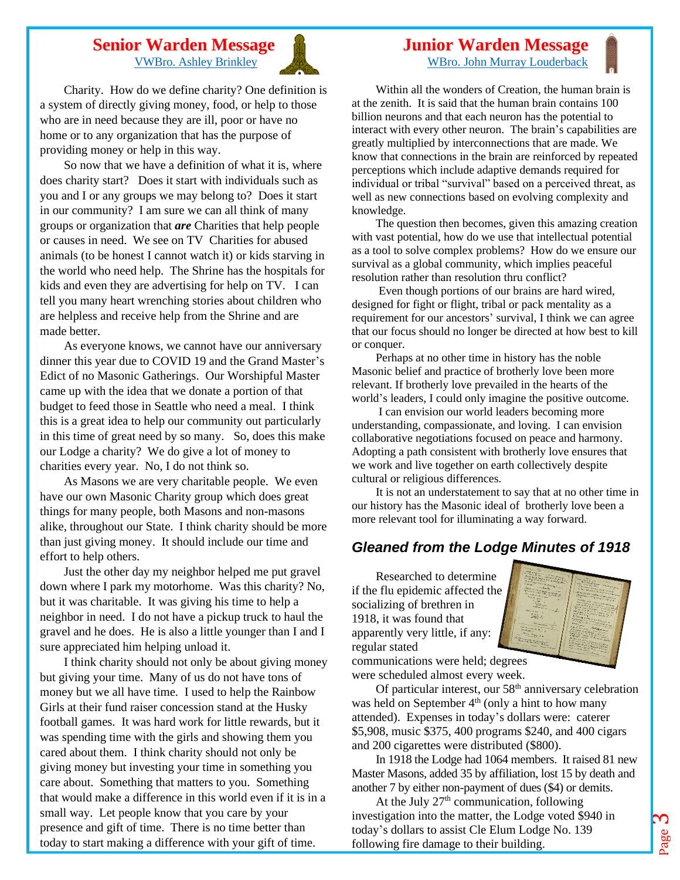## Senior Warden Message

VWBro. Ashley Brinkley

Charity. How do we define charity? One definition is a system of directly giving money, food, or help to those who are in need because they are ill, poor or have no home or to any organization that has the purpose of providing money or help in this way.

So now that we have a definition of what it is, where does charity start? Does it start with individuals such as you and I or any groups we may belong to? Does it start in our community? I am sure we can all think of many groups or organization that ***are*** Charities that help people or causes in need. We see on TV Charities for abused animals (to be honest I cannot watch it) or kids starving in the world who need help. The Shrine has the hospitals for kids and even they are advertising for help on TV. I can tell you many heart wrenching stories about children who are helpless and receive help from the Shrine and are made better.

As everyone knows, we cannot have our anniversary dinner this year due to COVID 19 and the Grand Master's Edict of no Masonic Gatherings. Our Worshipful Master came up with the idea that we donate a portion of that budget to feed those in Seattle who need a meal. I think this is a great idea to help our community out particularly in this time of great need by so many. So, does this make our Lodge a charity? We do give a lot of money to charities every year. No, I do not think so.

As Masons we are very charitable people. We even have our own Masonic Charity group which does great things for many people, both Masons and non-masons alike, throughout our State. I think charity should be more than just giving money. It should include our time and effort to help others.

Just the other day my neighbor helped me put gravel down where I park my motorhome. Was this charity? No, but it was charitable. It was giving his time to help a neighbor in need. I do not have a pickup truck to haul the gravel and he does. He is also a little younger than I and I sure appreciated him helping unload it.

I think charity should not only be about giving money but giving your time. Many of us do not have tons of money but we all have time. I used to help the Rainbow Girls at their fund raiser concession stand at the Husky football games. It was hard work for little rewards, but it was spending time with the girls and showing them you cared about them. I think charity should not only be giving money but investing your time in something you care about. Something that matters to you. Something that would make a difference in this world even if it is in a small way. Let people know that you care by your presence and gift of time. There is no time better than today to start making a difference with your gift of time.

## Junior Warden Message

WBro. John Murray Louderback

Within all the wonders of Creation, the human brain is at the zenith. It is said that the human brain contains 100 billion neurons and that each neuron has the potential to interact with every other neuron. The brain's capabilities are greatly multiplied by interconnections that are made. We know that connections in the brain are reinforced by repeated perceptions which include adaptive demands required for individual or tribal "survival" based on a perceived threat, as well as new connections based on evolving complexity and knowledge.

The question then becomes, given this amazing creation with vast potential, how do we use that intellectual potential as a tool to solve complex problems? How do we ensure our survival as a global community, which implies peaceful resolution rather than resolution thru conflict?

Even though portions of our brains are hard wired, designed for fight or flight, tribal or pack mentality as a requirement for our ancestors' survival, I think we can agree that our focus should no longer be directed at how best to kill or conquer.

Perhaps at no other time in history has the noble Masonic belief and practice of brotherly love been more relevant. If brotherly love prevailed in the hearts of the world's leaders, I could only imagine the positive outcome.

I can envision our world leaders becoming more understanding, compassionate, and loving. I can envision collaborative negotiations focused on peace and harmony. Adopting a path consistent with brotherly love ensures that we work and live together on earth collectively despite cultural or religious differences.

It is not an understatement to say that at no other time in our history has the Masonic ideal of brotherly love been a more relevant tool for illuminating a way forward.

## *Gleaned from the Lodge Minutes of 1918*

Researched to determine if the flu epidemic affected the socializing of brethren in 1918, it was found that apparently very little, if any: regular stated communications were held; degrees were scheduled almost every week.

Of particular interest, our 58th anniversary celebration was held on September 4th (only a hint to how many attended). Expenses in today's dollars were: caterer $5,908, music $375, 400 programs $240, and 400 cigars and 200 cigarettes were distributed ($800).

In 1918 the Lodge had 1064 members. It raised 81 new Master Masons, added 35 by affiliation, lost 15 by death and another 7 by either non-payment of dues ($4) or demits.

At the July 27th communication, following investigation into the matter, the Lodge voted $940 in today's dollars to assist Cle Elum Lodge No. 139 following fire damage to their building.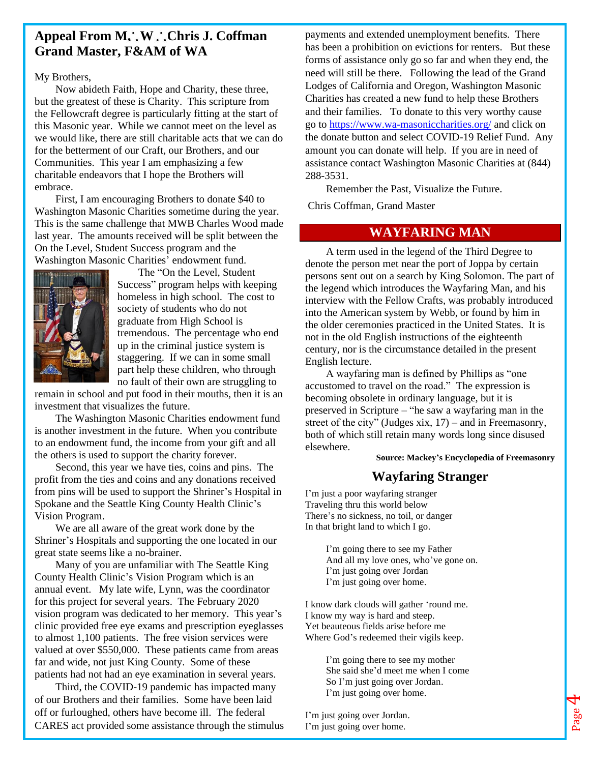## Appeal From M∴W∴Chris J. Coffman Grand Master, F&AM of WA

My Brothers,

Now abideth Faith, Hope and Charity, these three, but the greatest of these is Charity. This scripture from the Fellowcraft degree is particularly fitting at the start of this Masonic year. While we cannot meet on the level as we would like, there are still charitable acts that we can do for the betterment of our Craft, our Brothers, and our Communities. This year I am emphasizing a few charitable endeavors that I hope the Brothers will embrace.

First, I am encouraging Brothers to donate $40 to Washington Masonic Charities sometime during the year. This is the same challenge that MWB Charles Wood made last year. The amounts received will be split between the On the Level, Student Success program and the Washington Masonic Charities' endowment fund.

The "On the Level, Student Success" program helps with keeping homeless in high school. The cost to society of students who do not graduate from High School is tremendous. The percentage who end up in the criminal justice system is staggering. If we can in some small part help these children, who through no fault of their own are struggling to remain in school and put food in their mouths, then it is an investment that visualizes the future.

The Washington Masonic Charities endowment fund is another investment in the future. When you contribute to an endowment fund, the income from your gift and all the others is used to support the charity forever.

Second, this year we have ties, coins and pins. The profit from the ties and coins and any donations received from pins will be used to support the Shriner's Hospital in Spokane and the Seattle King County Health Clinic's Vision Program.

We are all aware of the great work done by the Shriner's Hospitals and supporting the one located in our great state seems like a no-brainer.

Many of you are unfamiliar with The Seattle King County Health Clinic's Vision Program which is an annual event. My late wife, Lynn, was the coordinator for this project for several years. The February 2020 vision program was dedicated to her memory. This year's clinic provided free eye exams and prescription eyeglasses to almost 1,100 patients. The free vision services were valued at over $550,000. These patients came from areas far and wide, not just King County. Some of these patients had not had an eye examination in several years.

Third, the COVID-19 pandemic has impacted many of our Brothers and their families. Some have been laid off or furloughed, others have become ill. The federal CARES act provided some assistance through the stimulus payments and extended unemployment benefits. There has been a prohibition on evictions for renters. But these forms of assistance only go so far and when they end, the need will still be there. Following the lead of the Grand Lodges of California and Oregon, Washington Masonic Charities has created a new fund to help these Brothers and their families. To donate to this very worthy cause go to https://www.wa-masoniccharities.org/ and click on the donate button and select COVID-19 Relief Fund. Any amount you can donate will help. If you are in need of assistance contact Washington Masonic Charities at (844) 288-3531.

Remember the Past, Visualize the Future.

Chris Coffman, Grand Master

## WAYFARING MAN

A term used in the legend of the Third Degree to denote the person met near the port of Joppa by certain persons sent out on a search by King Solomon. The part of the legend which introduces the Wayfaring Man, and his interview with the Fellow Crafts, was probably introduced into the American system by Webb, or found by him in the older ceremonies practiced in the United States. It is not in the old English instructions of the eighteenth century, nor is the circumstance detailed in the present English lecture.

A wayfaring man is defined by Phillips as "one accustomed to travel on the road." The expression is becoming obsolete in ordinary language, but it is preserved in Scripture – "he saw a wayfaring man in the street of the city" (Judges xix, 17) – and in Freemasonry, both of which still retain many words long since disused elsewhere.

**Source: Mackey's Encyclopedia of Freemasonry**

## Wayfaring Stranger

I'm just a poor wayfaring stranger
Traveling thru this world below
There's no sickness, no toil, or danger
In that bright land to which I go.

I'm going there to see my Father
And all my love ones, who've gone on.
I'm just going over Jordan
I'm just going over home.

I know dark clouds will gather 'round me.
I know my way is hard and steep.
Yet beauteous fields arise before me
Where God's redeemed their vigils keep.

I'm going there to see my mother
She said she'd meet me when I come
So I'm just going over Jordan.
I'm just going over home.

I'm just going over Jordan.
I'm just going over home.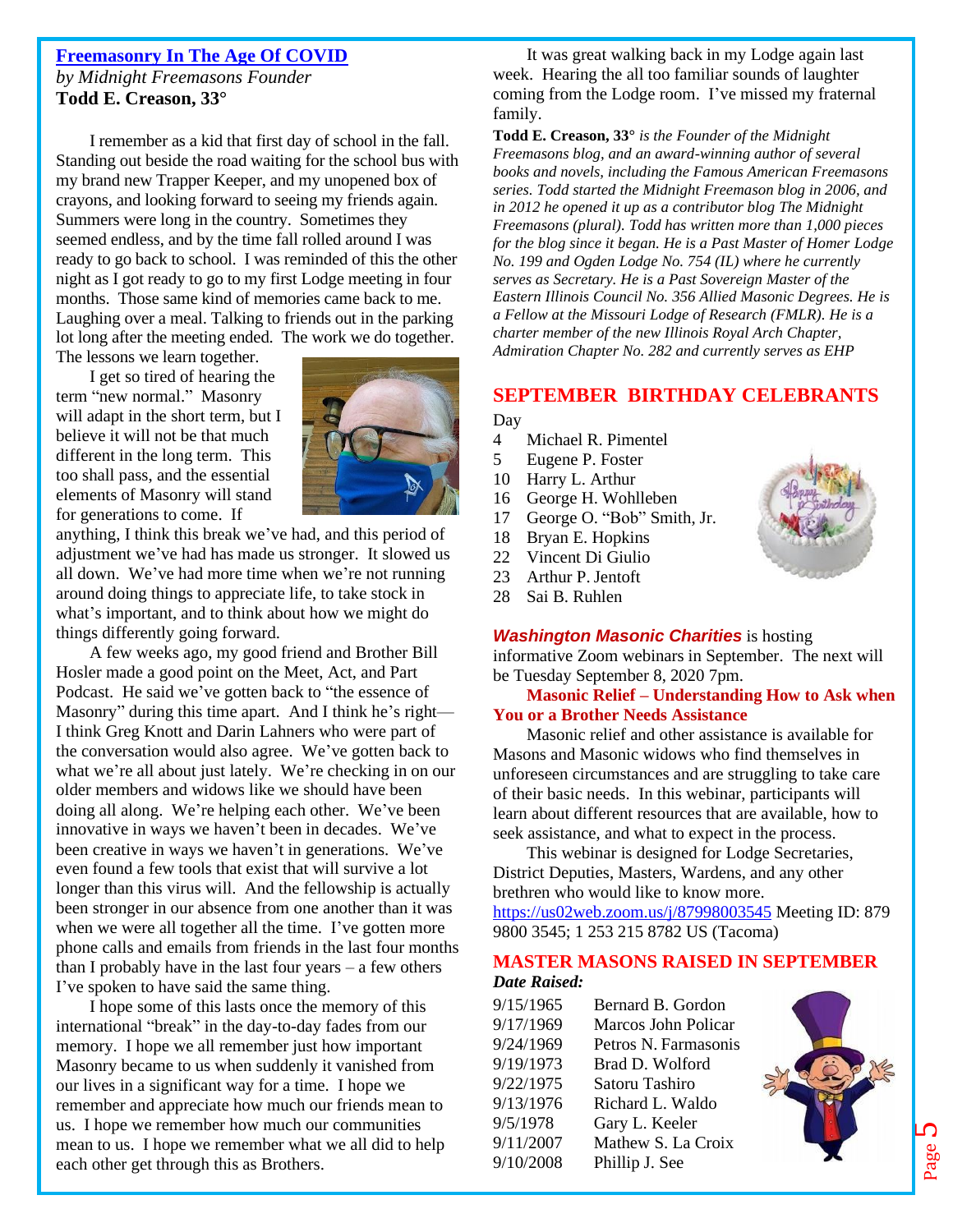## Freemasonry In The Age Of COVID

*by Midnight Freemasons Founder*
**Todd E. Creason, 33°**

I remember as a kid that first day of school in the fall. Standing out beside the road waiting for the school bus with my brand new Trapper Keeper, and my unopened box of crayons, and looking forward to seeing my friends again. Summers were long in the country. Sometimes they seemed endless, and by the time fall rolled around I was ready to go back to school. I was reminded of this the other night as I got ready to go to my first Lodge meeting in four months. Those same kind of memories came back to me. Laughing over a meal. Talking to friends out in the parking lot long after the meeting ended. The work we do together. The lessons we learn together.

I get so tired of hearing the term "new normal." Masonry will adapt in the short term, but I believe it will not be that much different in the long term. This too shall pass, and the essential elements of Masonry will stand for generations to come. If anything, I think this break we've had, and this period of adjustment we've had has made us stronger. It slowed us all down. We've had more time when we're not running around doing things to appreciate life, to take stock in what's important, and to think about how we might do things differently going forward.

A few weeks ago, my good friend and Brother Bill Hosler made a good point on the Meet, Act, and Part Podcast. He said we've gotten back to "the essence of Masonry" during this time apart. And I think he's right— I think Greg Knott and Darin Lahners who were part of the conversation would also agree. We've gotten back to what we're all about just lately. We're checking in on our older members and widows like we should have been doing all along. We're helping each other. We've been innovative in ways we haven't been in decades. We've been creative in ways we haven't in generations. We've even found a few tools that exist that will survive a lot longer than this virus will. And the fellowship is actually been stronger in our absence from one another than it was when we were all together all the time. I've gotten more phone calls and emails from friends in the last four months than I probably have in the last four years – a few others I've spoken to have said the same thing.

I hope some of this lasts once the memory of this international "break" in the day-to-day fades from our memory. I hope we all remember just how important Masonry became to us when suddenly it vanished from our lives in a significant way for a time. I hope we remember and appreciate how much our friends mean to us. I hope we remember how much our communities mean to us. I hope we remember what we all did to help each other get through this as Brothers.

It was great walking back in my Lodge again last week. Hearing the all too familiar sounds of laughter coming from the Lodge room. I've missed my fraternal family.

**Todd E. Creason, 33°** *is the Founder of the Midnight Freemasons blog, and an award-winning author of several books and novels, including the Famous American Freemasons series. Todd started the Midnight Freemason blog in 2006, and in 2012 he opened it up as a contributor blog The Midnight Freemasons (plural). Todd has written more than 1,000 pieces for the blog since it began. He is a Past Master of Homer Lodge No. 199 and Ogden Lodge No. 754 (IL) where he currently serves as Secretary. He is a Past Sovereign Master of the Eastern Illinois Council No. 356 Allied Masonic Degrees. He is a Fellow at the Missouri Lodge of Research (FMLR). He is a charter member of the new Illinois Royal Arch Chapter, Admiration Chapter No. 282 and currently serves as EHP*

## SEPTEMBER BIRTHDAY CELEBRANTS

| Day | |
|---|---|
| 4 | Michael R. Pimentel |
| 5 | Eugene P. Foster |
| 10 | Harry L. Arthur |
| 16 | George H. Wohlleben |
| 17 | George O. "Bob" Smith, Jr. |
| 18 | Bryan E. Hopkins |
| 22 | Vincent Di Giulio |
| 23 | Arthur P. Jentoft |
| 28 | Sai B. Ruhlen |

***Washington Masonic Charities*** is hosting informative Zoom webinars in September. The next will be Tuesday September 8, 2020 7pm.

**Masonic Relief – Understanding How to Ask when You or a Brother Needs Assistance**

Masonic relief and other assistance is available for Masons and Masonic widows who find themselves in unforeseen circumstances and are struggling to take care of their basic needs. In this webinar, participants will learn about different resources that are available, how to seek assistance, and what to expect in the process.

This webinar is designed for Lodge Secretaries, District Deputies, Masters, Wardens, and any other brethren who would like to know more.
https://us02web.zoom.us/j/87998003545 Meeting ID: 879 9800 3545; 1 253 215 8782 US (Tacoma)

## MASTER MASONS RAISED IN SEPTEMBER

| *Date Raised:* | |
|---|---|
| 9/15/1965 | Bernard B. Gordon |
| 9/17/1969 | Marcos John Policar |
| 9/24/1969 | Petros N. Farmasonis |
| 9/19/1973 | Brad D. Wolford |
| 9/22/1975 | Satoru Tashiro |
| 9/13/1976 | Richard L. Waldo |
| 9/5/1978 | Gary L. Keeler |
| 9/11/2007 | Mathew S. La Croix |
| 9/10/2008 | Phillip J. See |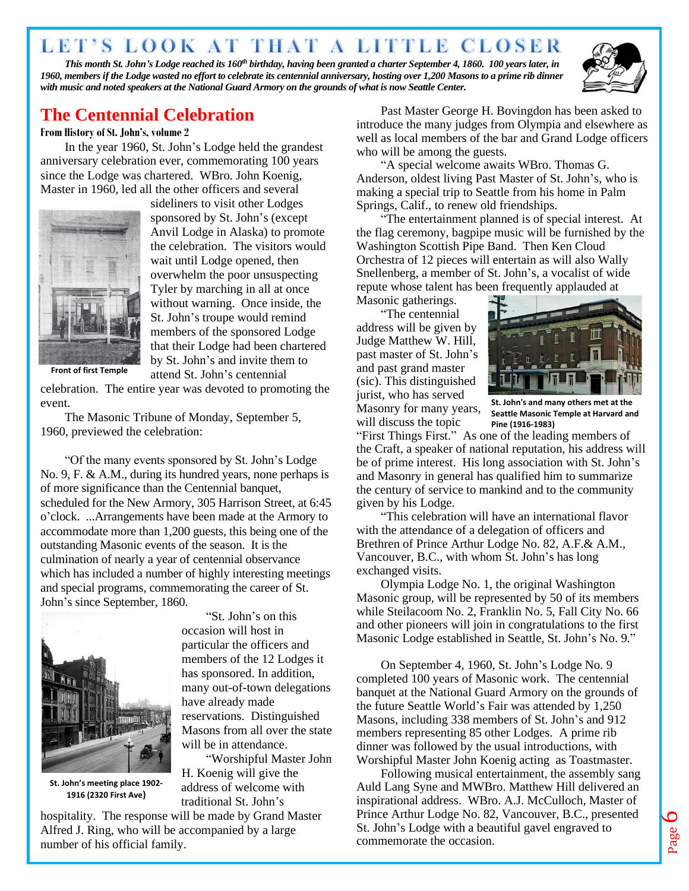# LET'S LOOK AT THAT A LITTLE CLOSER

***This month St. John's Lodge reached its 160th birthday, having been granted a charter September 4, 1860. 100 years later, in 1960, members if the Lodge wasted no effort to celebrate its centennial anniversary, hosting over 1,200 Masons to a prime rib dinner with music and noted speakers at the National Guard Armory on the grounds of what is now Seattle Center.***

## The Centennial Celebration

**From History of St. John's, volume 2**

In the year 1960, St. John's Lodge held the grandest anniversary celebration ever, commemorating 100 years since the Lodge was chartered. WBro. John Koenig, Master in 1960, led all the other officers and several sideliners to visit other Lodges sponsored by St. John's (except Anvil Lodge in Alaska) to promote the celebration. The visitors would wait until Lodge opened, then overwhelm the poor unsuspecting Tyler by marching in all at once without warning. Once inside, the St. John's troupe would remind members of the sponsored Lodge that their Lodge had been chartered by St. John's and invite them to attend St. John's centennial celebration. The entire year was devoted to promoting the event.

Front of first Temple

The Masonic Tribune of Monday, September 5, 1960, previewed the celebration:

"Of the many events sponsored by St. John's Lodge No. 9, F. & A.M., during its hundred years, none perhaps is of more significance than the Centennial banquet, scheduled for the New Armory, 305 Harrison Street, at 6:45 o'clock. ...Arrangements have been made at the Armory to accommodate more than 1,200 guests, this being one of the outstanding Masonic events of the season. It is the culmination of nearly a year of centennial observance which has included a number of highly interesting meetings and special programs, commemorating the career of St. John's since September, 1860.

"St. John's on this occasion will host in particular the officers and members of the 12 Lodges it has sponsored. In addition, many out-of-town delegations have already made reservations. Distinguished Masons from all over the state will be in attendance.

"Worshipful Master John H. Koenig will give the address of welcome with traditional St. John's hospitality. The response will be made by Grand Master Alfred J. Ring, who will be accompanied by a large number of his official family.

St. John's meeting place 1902-1916 (2320 First Ave)

Past Master George H. Bovingdon has been asked to introduce the many judges from Olympia and elsewhere as well as local members of the bar and Grand Lodge officers who will be among the guests.

"A special welcome awaits WBro. Thomas G. Anderson, oldest living Past Master of St. John's, who is making a special trip to Seattle from his home in Palm Springs, Calif., to renew old friendships.

"The entertainment planned is of special interest. At the flag ceremony, bagpipe music will be furnished by the Washington Scottish Pipe Band. Then Ken Cloud Orchestra of 12 pieces will entertain as will also Wally Snellenberg, a member of St. John's, a vocalist of wide repute whose talent has been frequently applauded at Masonic gatherings.

"The centennial address will be given by Judge Matthew W. Hill, past master of St. John's and past grand master (sic). This distinguished jurist, who has served Masonry for many years, will discuss the topic "First Things First." As one of the leading members of the Craft, a speaker of national reputation, his address will be of prime interest. His long association with St. John's and Masonry in general has qualified him to summarize the century of service to mankind and to the community given by his Lodge.

St. John's and many others met at the Seattle Masonic Temple at Harvard and Pine (1916-1983)

"This celebration will have an international flavor with the attendance of a delegation of officers and Brethren of Prince Arthur Lodge No. 82, A.F.& A.M., Vancouver, B.C., with whom St. John's has long exchanged visits.

Olympia Lodge No. 1, the original Washington Masonic group, will be represented by 50 of its members while Steilacoom No. 2, Franklin No. 5, Fall City No. 66 and other pioneers will join in congratulations to the first Masonic Lodge established in Seattle, St. John's No. 9."

On September 4, 1960, St. John's Lodge No. 9 completed 100 years of Masonic work. The centennial banquet at the National Guard Armory on the grounds of the future Seattle World's Fair was attended by 1,250 Masons, including 338 members of St. John's and 912 members representing 85 other Lodges. A prime rib dinner was followed by the usual introductions, with Worshipful Master John Koenig acting as Toastmaster.

Following musical entertainment, the assembly sang Auld Lang Syne and MWBro. Matthew Hill delivered an inspirational address. WBro. A.J. McCulloch, Master of Prince Arthur Lodge No. 82, Vancouver, B.C., presented St. John's Lodge with a beautiful gavel engraved to commemorate the occasion.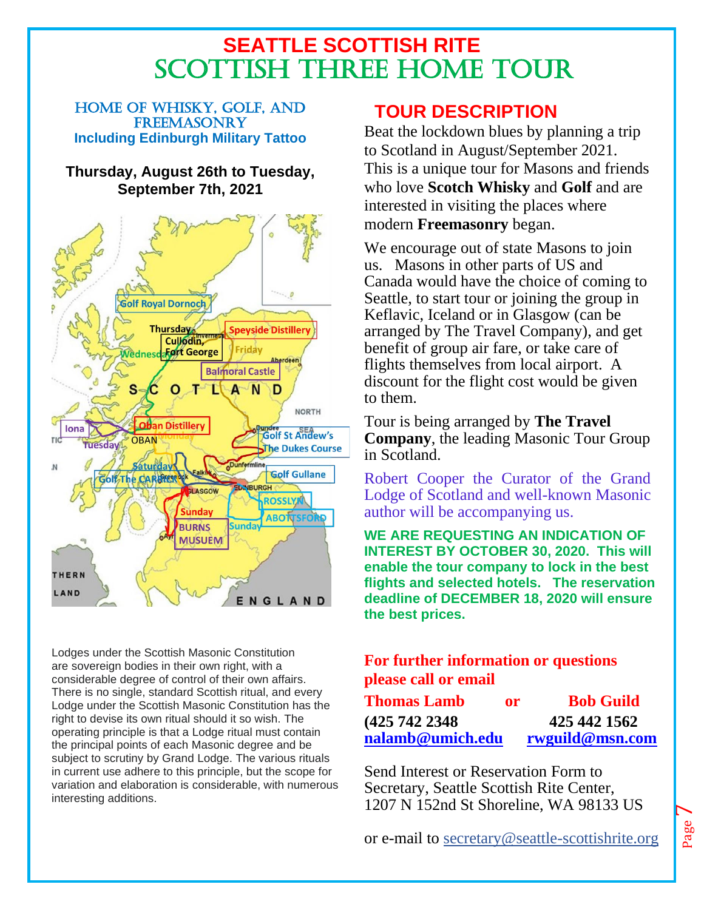# SEATTLE SCOTTISH RITE
# SCOTTISH THREE HOME TOUR

### HOME OF WHISKY, GOLF, AND FREEMASONRY
**Including Edinburgh Military Tattoo**

**Thursday, August 26th to Tuesday, September 7th, 2021**

Lodges under the Scottish Masonic Constitution are sovereign bodies in their own right, with a considerable degree of control of their own affairs. There is no single, standard Scottish ritual, and every Lodge under the Scottish Masonic Constitution has the right to devise its own ritual should it so wish. The operating principle is that a Lodge ritual must contain the principal points of each Masonic degree and be subject to scrutiny by Grand Lodge. The various rituals in current use adhere to this principle, but the scope for variation and elaboration is considerable, with numerous interesting additions.

## TOUR DESCRIPTION

Beat the lockdown blues by planning a trip to Scotland in August/September 2021. This is a unique tour for Masons and friends who love **Scotch Whisky** and **Golf** and are interested in visiting the places where modern **Freemasonry** began.

We encourage out of state Masons to join us. Masons in other parts of US and Canada would have the choice of coming to Seattle, to start tour or joining the group in Keflavic, Iceland or in Glasgow (can be arranged by The Travel Company), and get benefit of group air fare, or take care of flights themselves from local airport. A discount for the flight cost would be given to them.

Tour is being arranged by **The Travel Company**, the leading Masonic Tour Group in Scotland.

Robert Cooper the Curator of the Grand Lodge of Scotland and well-known Masonic author will be accompanying us.

**WE ARE REQUESTING AN INDICATION OF INTEREST BY OCTOBER 30, 2020. This will enable the tour company to lock in the best flights and selected hotels. The reservation deadline of DECEMBER 18, 2020 will ensure the best prices.**

**For further information or questions please call or email**

| **Thomas Lamb** | or | **Bob Guild** |
|---|---|---|
| **(425 742 2348** | | **425 442 1562** |
| **nalamb@umich.edu** | | **rwguild@msn.com** |

Send Interest or Reservation Form to Secretary, Seattle Scottish Rite Center, 1207 N 152nd St Shoreline, WA 98133 US

or e-mail to secretary@seattle-scottishrite.org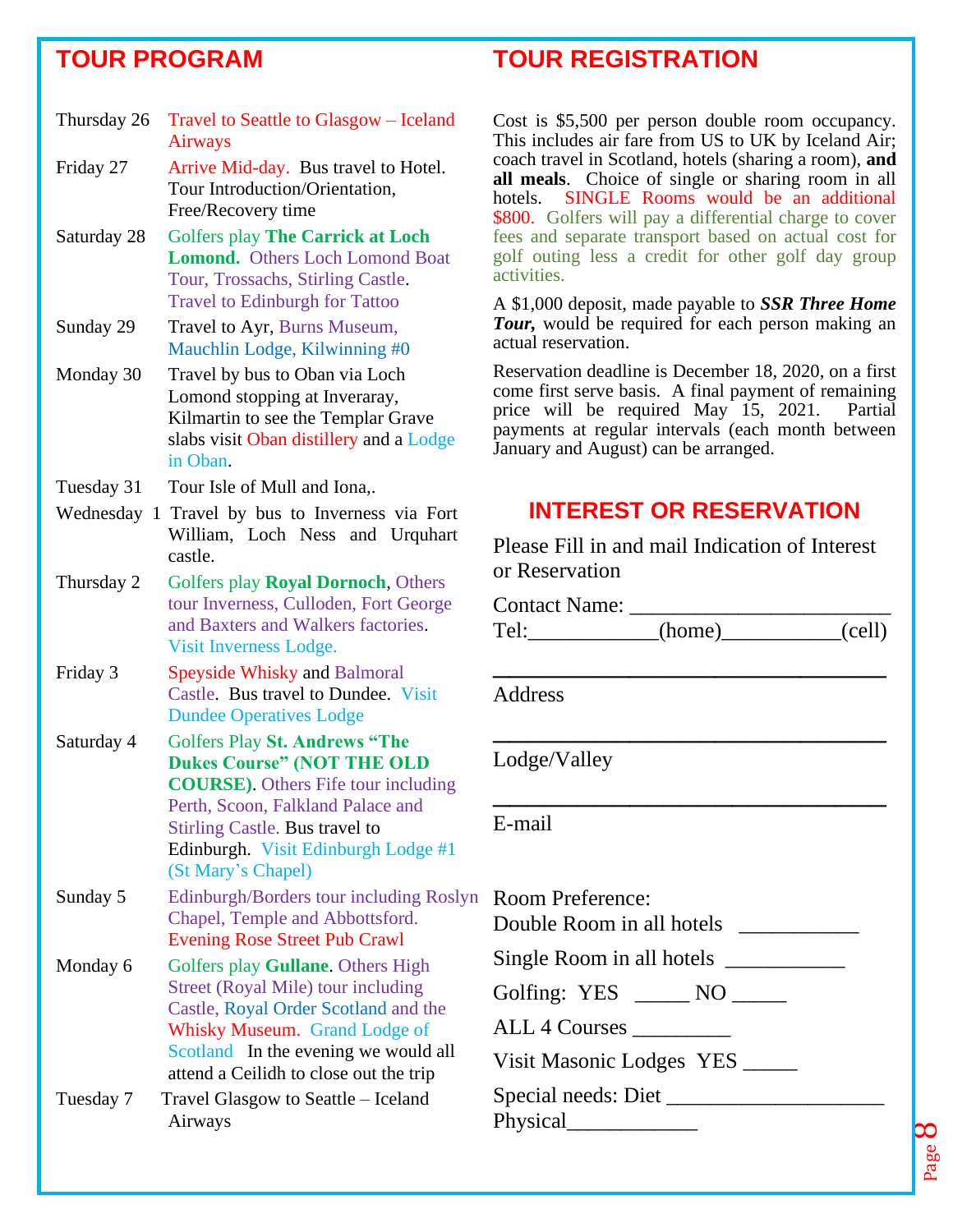## TOUR PROGRAM

| | |
|---|---|
| Thursday 26 | Travel to Seattle to Glasgow – Iceland Airways |
| Friday 27 | Arrive Mid-day. Bus travel to Hotel. Tour Introduction/Orientation, Free/Recovery time |
| Saturday 28 | Golfers play **The Carrick at Loch Lomond.** Others Loch Lomond Boat Tour, Trossachs, Stirling Castle. Travel to Edinburgh for Tattoo |
| Sunday 29 | Travel to Ayr, Burns Museum, Mauchlin Lodge, Kilwinning #0 |
| Monday 30 | Travel by bus to Oban via Loch Lomond stopping at Inveraray, Kilmartin to see the Templar Grave slabs visit Oban distillery and a Lodge in Oban. |
| Tuesday 31 | Tour Isle of Mull and Iona,. |
| Wednesday 1 | Travel by bus to Inverness via Fort William, Loch Ness and Urquhart castle. |
| Thursday 2 | Golfers play **Royal Dornoch**, Others tour Inverness, Culloden, Fort George and Baxters and Walkers factories. Visit Inverness Lodge. |
| Friday 3 | Speyside Whisky and Balmoral Castle. Bus travel to Dundee. Visit Dundee Operatives Lodge |
| Saturday 4 | Golfers Play **St. Andrews "The Dukes Course" (NOT THE OLD COURSE).** Others Fife tour including Perth, Scoon, Falkland Palace and Stirling Castle. Bus travel to Edinburgh. Visit Edinburgh Lodge #1 (St Mary's Chapel) |
| Sunday 5 | Edinburgh/Borders tour including Roslyn Chapel, Temple and Abbottsford. Evening Rose Street Pub Crawl |
| Monday 6 | Golfers play **Gullane**. Others High Street (Royal Mile) tour including Castle, Royal Order Scotland and the Whisky Museum. Grand Lodge of Scotland In the evening we would all attend a Ceilidh to close out the trip |
| Tuesday 7 | Travel Glasgow to Seattle – Iceland Airways |

## TOUR REGISTRATION

Cost is $5,500 per person double room occupancy. This includes air fare from US to UK by Iceland Air; coach travel in Scotland, hotels (sharing a room), **and all meals**. Choice of single or sharing room in all hotels. SINGLE Rooms would be an additional $800. Golfers will pay a differential charge to cover fees and separate transport based on actual cost for golf outing less a credit for other golf day group activities.

A $1,000 deposit, made payable to ***SSR Three Home Tour,*** would be required for each person making an actual reservation.

Reservation deadline is December 18, 2020, on a first come first serve basis. A final payment of remaining price will be required May 15, 2021. Partial payments at regular intervals (each month between January and August) can be arranged.

## INTEREST OR RESERVATION

Please Fill in and mail Indication of Interest or Reservation

Contact Name: _______________________

Tel:___________(home)__________(cell)

_________________________________

Address

_________________________________

Lodge/Valley

_________________________________

E-mail

Room Preference:

Double Room in all hotels __________

Single Room in all hotels __________

Golfing: YES _____ NO _____

ALL 4 Courses _________

Visit Masonic Lodges YES _____

Special needs: Diet ____________________

Physical____________